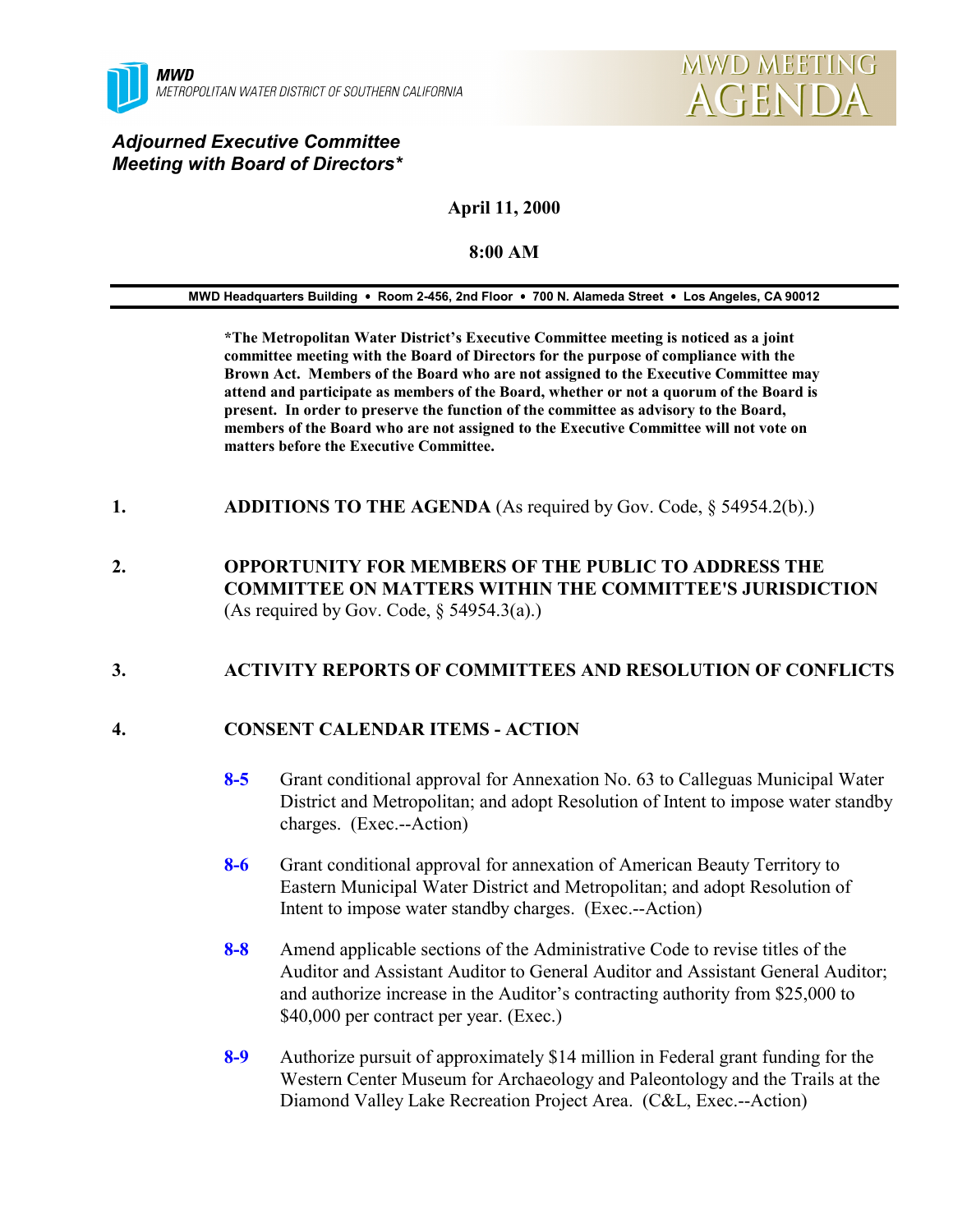MWD
METROPOLITAN WATER DISTRICT OF SOUTHERN CALIFORNIA

MWD MEETING
AGENDA

## *Adjourned Executive Committee Meeting with Board of Directors**

**April 11, 2000**

**8:00 AM**

**MWD Headquarters Building • Room 2-456, 2nd Floor • 700 N. Alameda Street • Los Angeles, CA 90012**

**\*The Metropolitan Water District's Executive Committee meeting is noticed as a joint committee meeting with the Board of Directors for the purpose of compliance with the Brown Act. Members of the Board who are not assigned to the Executive Committee may attend and participate as members of the Board, whether or not a quorum of the Board is present. In order to preserve the function of the committee as advisory to the Board, members of the Board who are not assigned to the Executive Committee will not vote on matters before the Executive Committee.**

1. **ADDITIONS TO THE AGENDA** (As required by Gov. Code, § 54954.2(b).)

2. **OPPORTUNITY FOR MEMBERS OF THE PUBLIC TO ADDRESS THE COMMITTEE ON MATTERS WITHIN THE COMMITTEE'S JURISDICTION** (As required by Gov. Code, § 54954.3(a).)

3. **ACTIVITY REPORTS OF COMMITTEES AND RESOLUTION OF CONFLICTS**

4. **CONSENT CALENDAR ITEMS - ACTION**

   **8-5** Grant conditional approval for Annexation No. 63 to Calleguas Municipal Water District and Metropolitan; and adopt Resolution of Intent to impose water standby charges. (Exec.--Action)

   **8-6** Grant conditional approval for annexation of American Beauty Territory to Eastern Municipal Water District and Metropolitan; and adopt Resolution of Intent to impose water standby charges. (Exec.--Action)

   **8-8** Amend applicable sections of the Administrative Code to revise titles of the Auditor and Assistant Auditor to General Auditor and Assistant General Auditor; and authorize increase in the Auditor's contracting authority from $25,000 to $40,000 per contract per year. (Exec.)

   **8-9** Authorize pursuit of approximately $14 million in Federal grant funding for the Western Center Museum for Archaeology and Paleontology and the Trails at the Diamond Valley Lake Recreation Project Area. (C&L, Exec.--Action)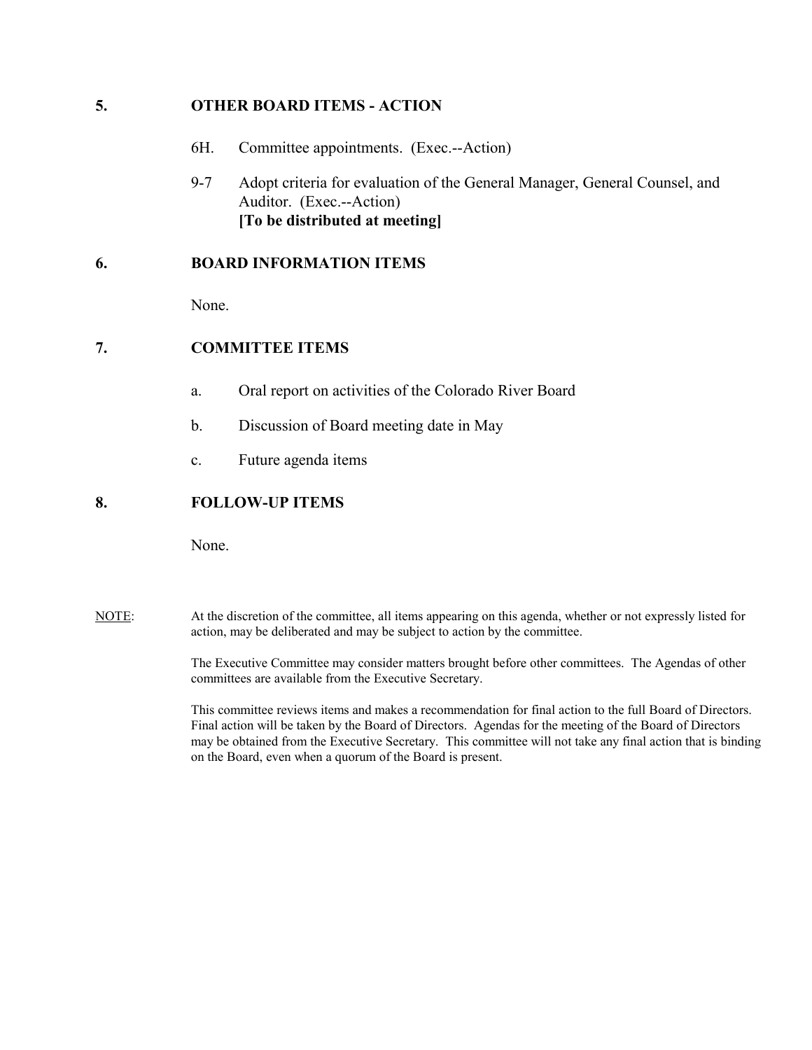## 5. OTHER BOARD ITEMS - ACTION

6H. Committee appointments. (Exec.--Action)

9-7 Adopt criteria for evaluation of the General Manager, General Counsel, and Auditor. (Exec.--Action)
**[To be distributed at meeting]**

## 6. BOARD INFORMATION ITEMS

None.

## 7. COMMITTEE ITEMS

a. Oral report on activities of the Colorado River Board

b. Discussion of Board meeting date in May

c. Future agenda items

## 8. FOLLOW-UP ITEMS

None.

NOTE: At the discretion of the committee, all items appearing on this agenda, whether or not expressly listed for action, may be deliberated and may be subject to action by the committee.

The Executive Committee may consider matters brought before other committees. The Agendas of other committees are available from the Executive Secretary.

This committee reviews items and makes a recommendation for final action to the full Board of Directors. Final action will be taken by the Board of Directors. Agendas for the meeting of the Board of Directors may be obtained from the Executive Secretary. This committee will not take any final action that is binding on the Board, even when a quorum of the Board is present.